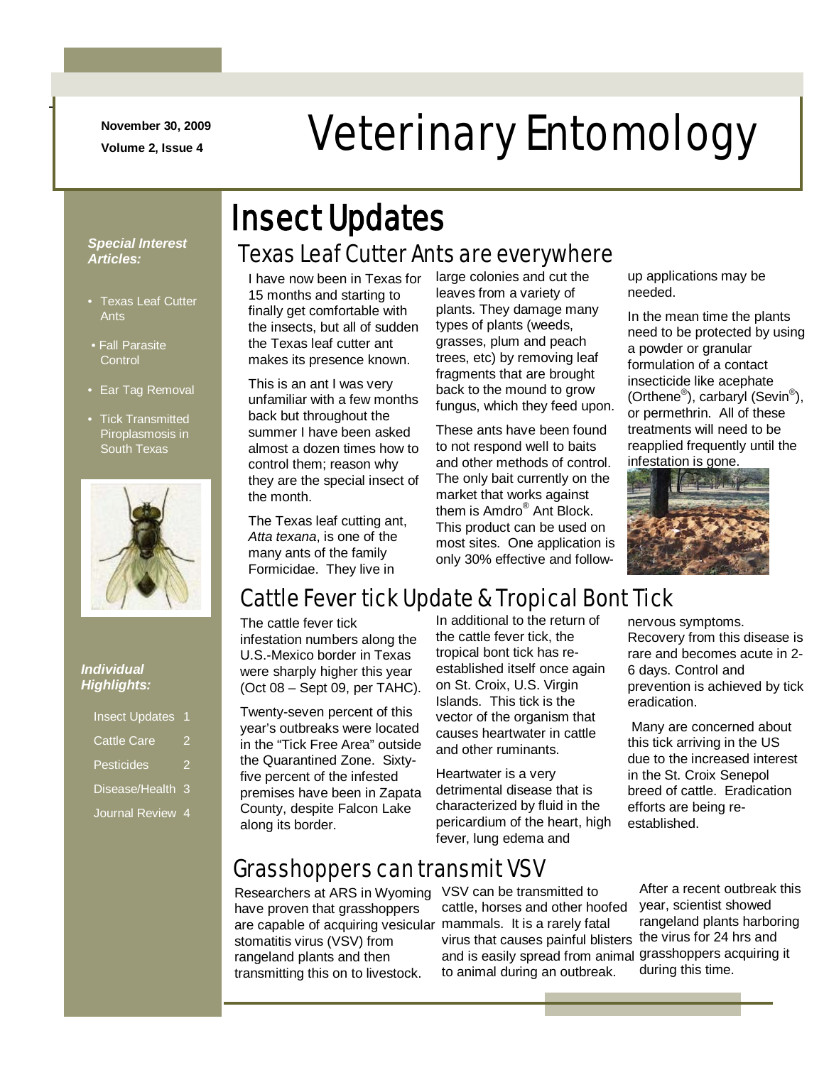November 30, 2009

Volume 2, Issue 4

# Veterinary Entomology

***Special Interest Articles:***

- Texas Leaf Cutter Ants
- Fall Parasite Control
- Ear Tag Removal
- Tick Transmitted Piroplasmosis in South Texas

***Individual Highlights:***

| | |
|---|---|
| Insect Updates | 1 |
| Cattle Care | 2 |
| Pesticides | 2 |
| Disease/Health | 3 |
| Journal Review | 4 |

# Insect Updates

## Texas Leaf Cutter Ants are everywhere

I have now been in Texas for 15 months and starting to finally get comfortable with the insects, but all of sudden the Texas leaf cutter ant makes its presence known.

This is an ant I was very unfamiliar with a few months back but throughout the summer I have been asked almost a dozen times how to control them; reason why they are the special insect of the month.

The Texas leaf cutting ant, *Atta texana*, is one of the many ants of the family Formicidae. They live in large colonies and cut the leaves from a variety of plants. They damage many types of plants (weeds, grasses, plum and peach trees, etc) by removing leaf fragments that are brought back to the mound to grow fungus, which they feed upon.

These ants have been found to not respond well to baits and other methods of control. The only bait currently on the market that works against them is Amdro® Ant Block. This product can be used on most sites. One application is only 30% effective and follow-up applications may be needed.

In the mean time the plants need to be protected by using a powder or granular formulation of a contact insecticide like acephate (Orthene®), carbaryl (Sevin®), or permethrin. All of these treatments will need to be reapplied frequently until the infestation is gone.

## Cattle Fever tick Update & Tropical Bont Tick

The cattle fever tick infestation numbers along the U.S.-Mexico border in Texas were sharply higher this year (Oct 08 – Sept 09, per TAHC).

Twenty-seven percent of this year's outbreaks were located in the "Tick Free Area" outside the Quarantined Zone. Sixty-five percent of the infested premises have been in Zapata County, despite Falcon Lake along its border.

In additional to the return of the cattle fever tick, the tropical bont tick has re-established itself once again on St. Croix, U.S. Virgin Islands. This tick is the vector of the organism that causes heartwater in cattle and other ruminants.

Heartwater is a very detrimental disease that is characterized by fluid in the pericardium of the heart, high fever, lung edema and nervous symptoms. Recovery from this disease is rare and becomes acute in 2-6 days. Control and prevention is achieved by tick eradication.

Many are concerned about this tick arriving in the US due to the increased interest in the St. Croix Senepol breed of cattle. Eradication efforts are being re-established.

## Grasshoppers can transmit VSV

Researchers at ARS in Wyoming have proven that grasshoppers are capable of acquiring vesicular stomatitis virus (VSV) from rangeland plants and then transmitting this on to livestock.

VSV can be transmitted to cattle, horses and other hoofed mammals. It is a rarely fatal virus that causes painful blisters and is easily spread from animal to animal during an outbreak.

After a recent outbreak this year, scientist showed rangeland plants harboring the virus for 24 hrs and grasshoppers acquiring it during this time.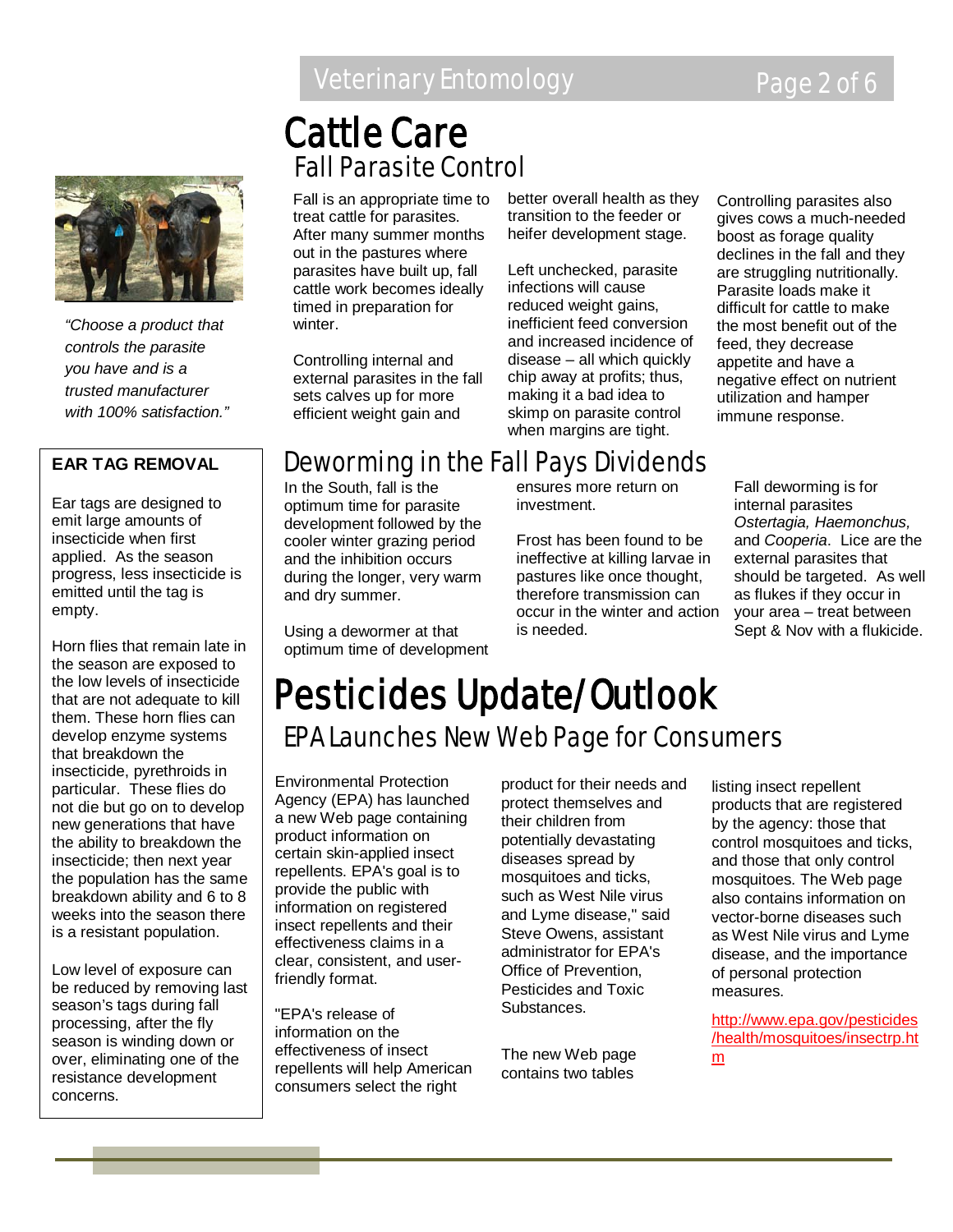# Cattle Care

## Fall Parasite Control

Fall is an appropriate time to treat cattle for parasites. After many summer months out in the pastures where parasites have built up, fall cattle work becomes ideally timed in preparation for winter.

Controlling internal and external parasites in the fall sets calves up for more efficient weight gain and better overall health as they transition to the feeder or heifer development stage.

Left unchecked, parasite infections will cause reduced weight gains, inefficient feed conversion and increased incidence of disease – all which quickly chip away at profits; thus, making it a bad idea to skimp on parasite control when margins are tight.

Controlling parasites also gives cows a much-needed boost as forage quality declines in the fall and they are struggling nutritionally. Parasite loads make it difficult for cattle to make the most benefit out of the feed, they decrease appetite and have a negative effect on nutrient utilization and hamper immune response.

*"Choose a product that controls the parasite you have and is a trusted manufacturer with 100% satisfaction."*

## Deworming in the Fall Pays Dividends

In the South, fall is the optimum time for parasite development followed by the cooler winter grazing period and the inhibition occurs during the longer, very warm and dry summer.

Using a dewormer at that optimum time of development ensures more return on investment.

Frost has been found to be ineffective at killing larvae in pastures like once thought, therefore transmission can occur in the winter and action is needed.

Fall deworming is for internal parasites *Ostertagia, Haemonchus,* and *Cooperia*. Lice are the external parasites that should be targeted. As well as flukes if they occur in your area – treat between Sept & Nov with a flukicide.

### EAR TAG REMOVAL

Ear tags are designed to emit large amounts of insecticide when first applied. As the season progress, less insecticide is emitted until the tag is empty.

Horn flies that remain late in the season are exposed to the low levels of insecticide that are not adequate to kill them. These horn flies can develop enzyme systems that breakdown the insecticide, pyrethroids in particular. These flies do not die but go on to develop new generations that have the ability to breakdown the insecticide; then next year the population has the same breakdown ability and 6 to 8 weeks into the season there is a resistant population.

Low level of exposure can be reduced by removing last season's tags during fall processing, after the fly season is winding down or over, eliminating one of the resistance development concerns.

# Pesticides Update/Outlook

## EPA Launches New Web Page for Consumers

Environmental Protection Agency (EPA) has launched a new Web page containing product information on certain skin-applied insect repellents. EPA's goal is to provide the public with information on registered insect repellents and their effectiveness claims in a clear, consistent, and user-friendly format.

"EPA's release of information on the effectiveness of insect repellents will help American consumers select the right product for their needs and protect themselves and their children from potentially devastating diseases spread by mosquitoes and ticks, such as West Nile virus and Lyme disease," said Steve Owens, assistant administrator for EPA's Office of Prevention, Pesticides and Toxic Substances.

The new Web page contains two tables listing insect repellent products that are registered by the agency: those that control mosquitoes and ticks, and those that only control mosquitoes. The Web page also contains information on vector-borne diseases such as West Nile virus and Lyme disease, and the importance of personal protection measures.

http://www.epa.gov/pesticides/health/mosquitoes/insectrp.htm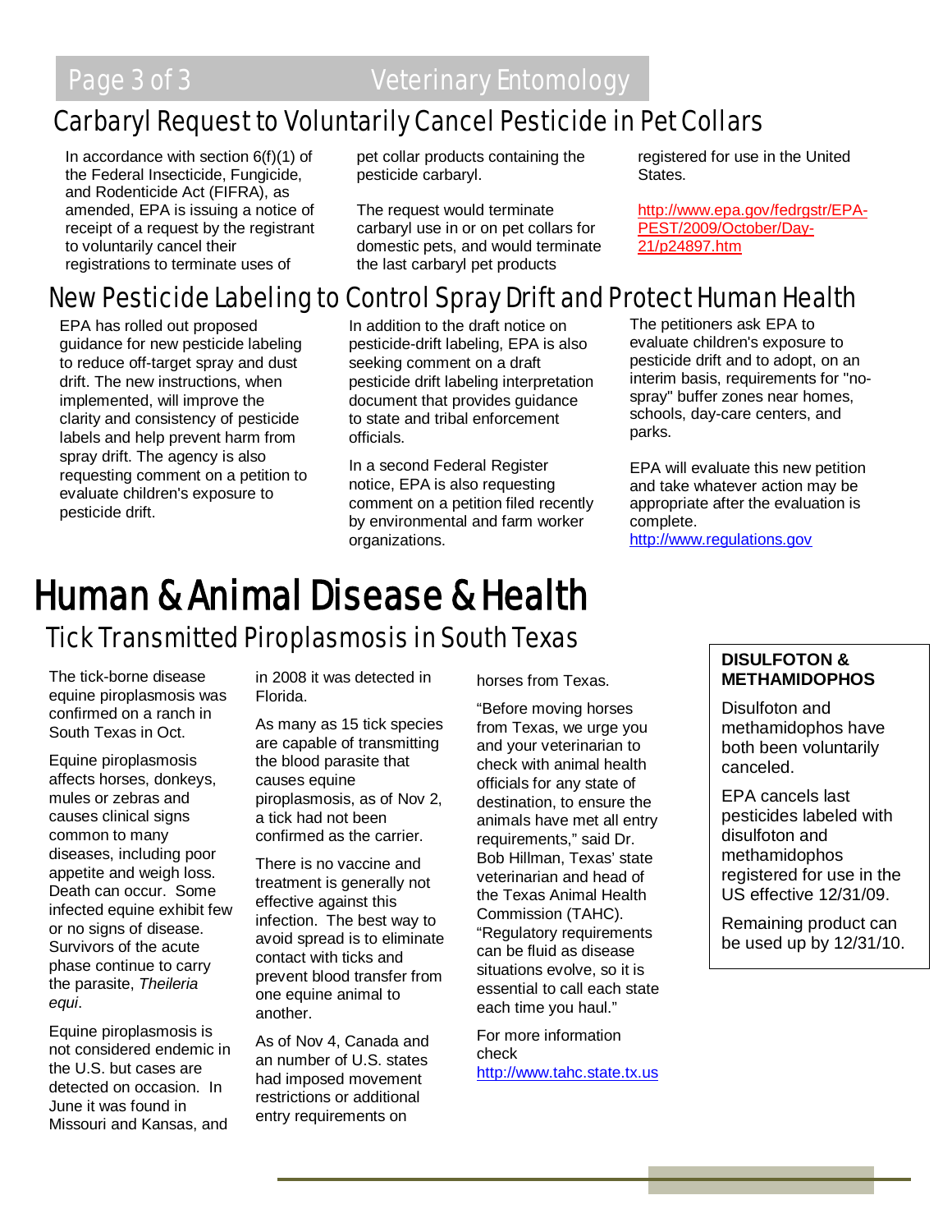## Carbaryl Request to Voluntarily Cancel Pesticide in Pet Collars

In accordance with section 6(f)(1) of the Federal Insecticide, Fungicide, and Rodenticide Act (FIFRA), as amended, EPA is issuing a notice of receipt of a request by the registrant to voluntarily cancel their registrations to terminate uses of pet collar products containing the pesticide carbaryl.

The request would terminate carbaryl use in or on pet collars for domestic pets, and would terminate the last carbaryl pet products registered for use in the United States.

http://www.epa.gov/fedrgstr/EPA-PEST/2009/October/Day-21/p24897.htm

## New Pesticide Labeling to Control Spray Drift and Protect Human Health

EPA has rolled out proposed guidance for new pesticide labeling to reduce off-target spray and dust drift. The new instructions, when implemented, will improve the clarity and consistency of pesticide labels and help prevent harm from spray drift. The agency is also requesting comment on a petition to evaluate children's exposure to pesticide drift.

In addition to the draft notice on pesticide-drift labeling, EPA is also seeking comment on a draft pesticide drift labeling interpretation document that provides guidance to state and tribal enforcement officials.

In a second Federal Register notice, EPA is also requesting comment on a petition filed recently by environmental and farm worker organizations.

The petitioners ask EPA to evaluate children's exposure to pesticide drift and to adopt, on an interim basis, requirements for "no-spray" buffer zones near homes, schools, day-care centers, and parks.

EPA will evaluate this new petition and take whatever action may be appropriate after the evaluation is complete.
http://www.regulations.gov

# Human & Animal Disease & Health

## Tick Transmitted Piroplasmosis in South Texas

The tick-borne disease equine piroplasmosis was confirmed on a ranch in South Texas in Oct.

Equine piroplasmosis affects horses, donkeys, mules or zebras and causes clinical signs common to many diseases, including poor appetite and weigh loss. Death can occur. Some infected equine exhibit few or no signs of disease. Survivors of the acute phase continue to carry the parasite, *Theileria equi*.

Equine piroplasmosis is not considered endemic in the U.S. but cases are detected on occasion. In June it was found in Missouri and Kansas, and in 2008 it was detected in Florida.

As many as 15 tick species are capable of transmitting the blood parasite that causes equine piroplasmosis, as of Nov 2, a tick had not been confirmed as the carrier.

There is no vaccine and treatment is generally not effective against this infection. The best way to avoid spread is to eliminate contact with ticks and prevent blood transfer from one equine animal to another.

As of Nov 4, Canada and an number of U.S. states had imposed movement restrictions or additional entry requirements on horses from Texas.

"Before moving horses from Texas, we urge you and your veterinarian to check with animal health officials for any state of destination, to ensure the animals have met all entry requirements," said Dr. Bob Hillman, Texas' state veterinarian and head of the Texas Animal Health Commission (TAHC). "Regulatory requirements can be fluid as disease situations evolve, so it is essential to call each state each time you haul."

For more information check http://www.tahc.state.tx.us

**DISULFOTON & METHAMIDOPHOS**

Disulfoton and methamidophos have both been voluntarily canceled.

EPA cancels last pesticides labeled with disulfoton and methamidophos registered for use in the US effective 12/31/09.

Remaining product can be used up by 12/31/10.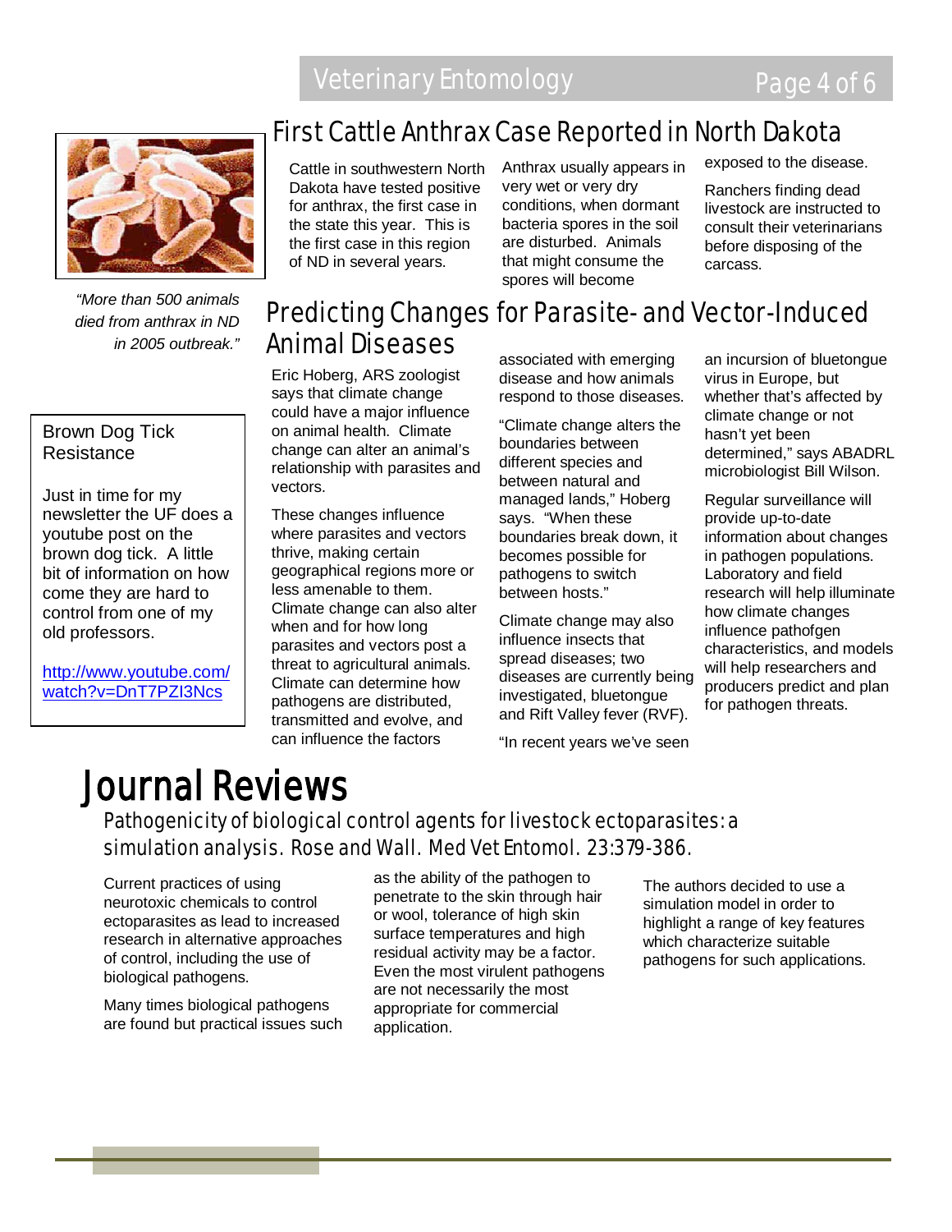## First Cattle Anthrax Case Reported in North Dakota

Cattle in southwestern North Dakota have tested positive for anthrax, the first case in the state this year. This is the first case in this region of ND in several years.

Anthrax usually appears in very wet or very dry conditions, when dormant bacteria spores in the soil are disturbed. Animals that might consume the spores will become exposed to the disease.

Ranchers finding dead livestock are instructed to consult their veterinarians before disposing of the carcass.

*"More than 500 animals died from anthrax in ND in 2005 outbreak."*

## Predicting Changes for Parasite- and Vector-Induced Animal Diseases

Eric Hoberg, ARS zoologist says that climate change could have a major influence on animal health. Climate change can alter an animal's relationship with parasites and vectors.

These changes influence where parasites and vectors thrive, making certain geographical regions more or less amenable to them. Climate change can also alter when and for how long parasites and vectors post a threat to agricultural animals. Climate can determine how pathogens are distributed, transmitted and evolve, and can influence the factors associated with emerging disease and how animals respond to those diseases.

"Climate change alters the boundaries between different species and between natural and managed lands," Hoberg says. "When these boundaries break down, it becomes possible for pathogens to switch between hosts."

Climate change may also influence insects that spread diseases; two diseases are currently being investigated, bluetongue and Rift Valley fever (RVF).

"In recent years we've seen an incursion of bluetongue virus in Europe, but whether that's affected by climate change or not hasn't yet been determined," says ABADRL microbiologist Bill Wilson.

Regular surveillance will provide up-to-date information about changes in pathogen populations. Laboratory and field research will help illuminate how climate changes influence pathofgen characteristics, and models will help researchers and producers predict and plan for pathogen threats.

### Brown Dog Tick Resistance

Just in time for my newsletter the UF does a youtube post on the brown dog tick. A little bit of information on how come they are hard to control from one of my old professors.

[http://www.youtube.com/watch?v=DnT7PZI3Ncs](http://www.youtube.com/watch?v=DnT7PZI3Ncs)

# Journal Reviews

### Pathogenicity of biological control agents for livestock ectoparasites: a simulation analysis. Rose and Wall. Med Vet Entomol. 23:379-386.

Current practices of using neurotoxic chemicals to control ectoparasites as lead to increased research in alternative approaches of control, including the use of biological pathogens.

Many times biological pathogens are found but practical issues such as the ability of the pathogen to penetrate to the skin through hair or wool, tolerance of high skin surface temperatures and high residual activity may be a factor. Even the most virulent pathogens are not necessarily the most appropriate for commercial application.

The authors decided to use a simulation model in order to highlight a range of key features which characterize suitable pathogens for such applications.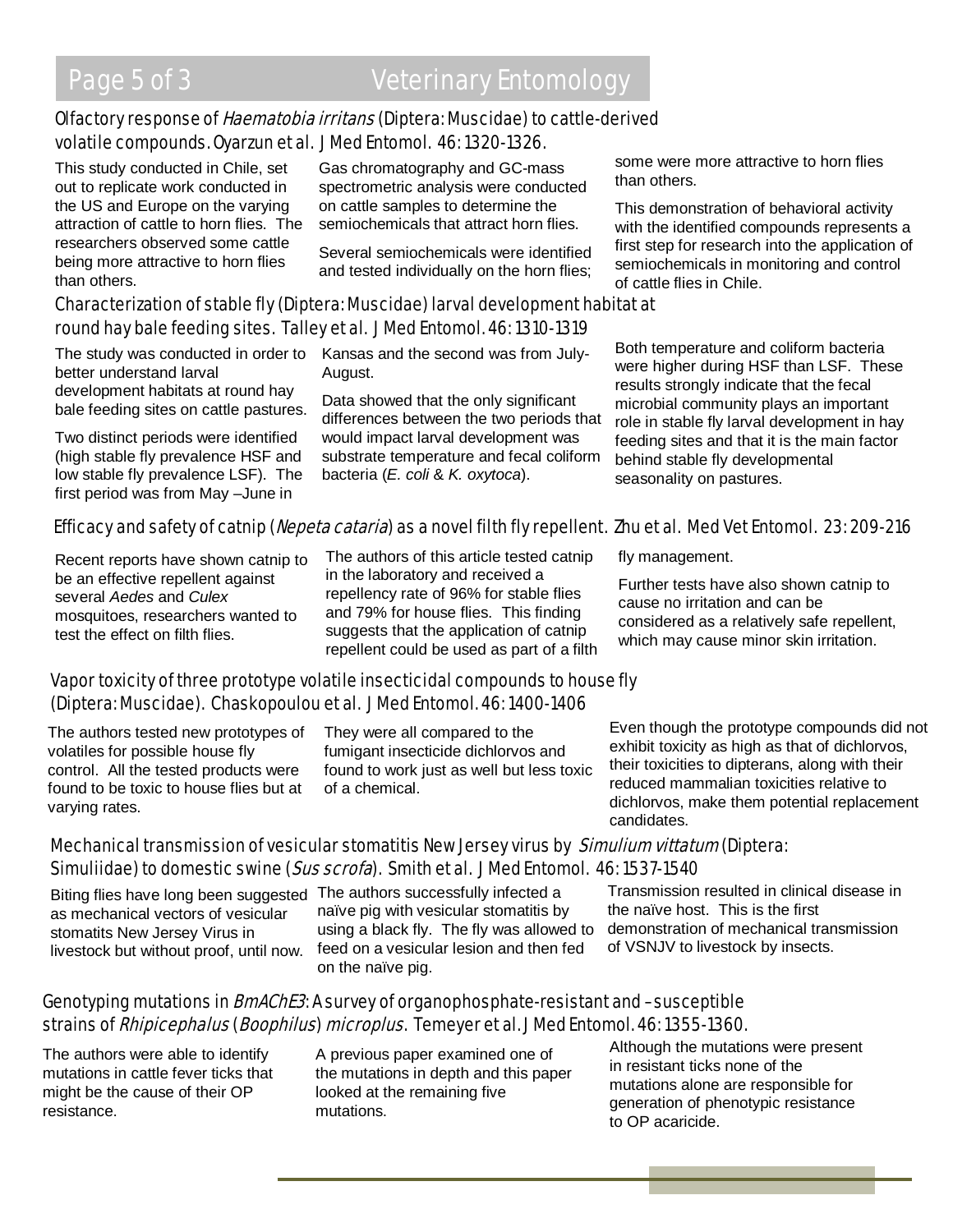## Olfactory response of *Haematobia irritans* (Diptera: Muscidae) to cattle-derived volatile compounds. Oyarzun et al. J Med Entomol. 46: 1320-1326.

This study conducted in Chile, set out to replicate work conducted in the US and Europe on the varying attraction of cattle to horn flies. The researchers observed some cattle being more attractive to horn flies than others.

Gas chromatography and GC-mass spectrometric analysis were conducted on cattle samples to determine the semiochemicals that attract horn flies.

Several semiochemicals were identified and tested individually on the horn flies; some were more attractive to horn flies than others.

This demonstration of behavioral activity with the identified compounds represents a first step for research into the application of semiochemicals in monitoring and control of cattle flies in Chile.

## Characterization of stable fly (Diptera: Muscidae) larval development habitat at round hay bale feeding sites. Talley et al. J Med Entomol. 46: 1310-1319

The study was conducted in order to better understand larval development habitats at round hay bale feeding sites on cattle pastures.

Two distinct periods were identified (high stable fly prevalence HSF and low stable fly prevalence LSF). The first period was from May –June in Kansas and the second was from July-August.

Data showed that the only significant differences between the two periods that would impact larval development was substrate temperature and fecal coliform bacteria (*E. coli* & *K. oxytoca*).

Both temperature and coliform bacteria were higher during HSF than LSF. These results strongly indicate that the fecal microbial community plays an important role in stable fly larval development in hay feeding sites and that it is the main factor behind stable fly developmental seasonality on pastures.

## Efficacy and safety of catnip (*Nepeta cataria*) as a novel filth fly repellent. Zhu et al. Med Vet Entomol. 23: 209-216

Recent reports have shown catnip to be an effective repellent against several *Aedes* and *Culex* mosquitoes, researchers wanted to test the effect on filth flies.

The authors of this article tested catnip in the laboratory and received a repellency rate of 96% for stable flies and 79% for house flies. This finding suggests that the application of catnip repellent could be used as part of a filth fly management.

Further tests have also shown catnip to cause no irritation and can be considered as a relatively safe repellent, which may cause minor skin irritation.

## Vapor toxicity of three prototype volatile insecticidal compounds to house fly (Diptera: Muscidae). Chaskopoulou et al. J Med Entomol. 46: 1400-1406

The authors tested new prototypes of volatiles for possible house fly control. All the tested products were found to be toxic to house flies but at varying rates.

They were all compared to the fumigant insecticide dichlorvos and found to work just as well but less toxic of a chemical.

Even though the prototype compounds did not exhibit toxicity as high as that of dichlorvos, their toxicities to dipterans, along with their reduced mammalian toxicities relative to dichlorvos, make them potential replacement candidates.

## Mechanical transmission of vesicular stomatitis New Jersey virus by *Simulium vittatum* (Diptera: Simuliidae) to domestic swine (*Sus scrofa*). Smith et al. J Med Entomol. 46: 1537-1540

Biting flies have long been suggested as mechanical vectors of vesicular stomatits New Jersey Virus in livestock but without proof, until now.

The authors successfully infected a naïve pig with vesicular stomatitis by using a black fly. The fly was allowed to feed on a vesicular lesion and then fed on the naïve pig.

Transmission resulted in clinical disease in the naïve host. This is the first demonstration of mechanical transmission of VSNJV to livestock by insects.

## Genotyping mutations in *BmAChE3*: A survey of organophosphate-resistant and –susceptible strains of *Rhipicephalus* (*Boophilus*) *microplus*. Temeyer et al. J Med Entomol. 46: 1355-1360.

The authors were able to identify mutations in cattle fever ticks that might be the cause of their OP resistance.

A previous paper examined one of the mutations in depth and this paper looked at the remaining five mutations.

Although the mutations were present in resistant ticks none of the mutations alone are responsible for generation of phenotypic resistance to OP acaricide.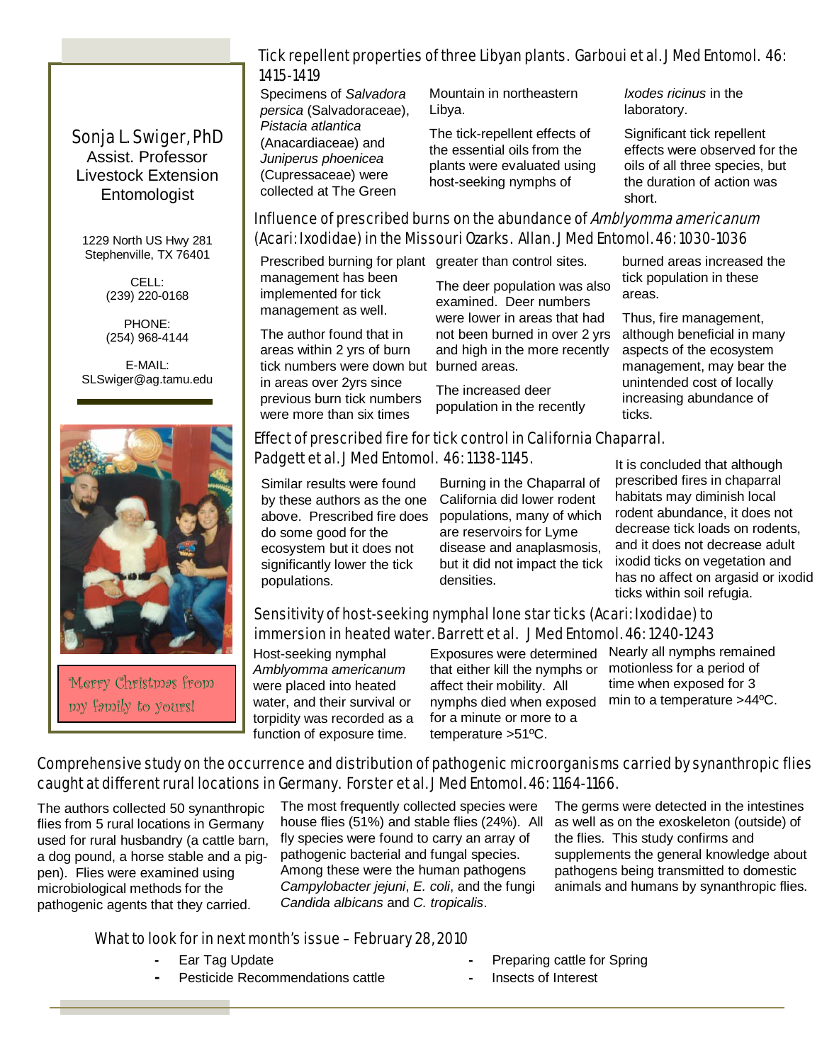Sonja L. Swiger, PhD
Assist. Professor
Livestock Extension
Entomologist

1229 North US Hwy 281
Stephenville, TX 76401

CELL:
(239) 220-0168

PHONE:
(254) 968-4144

E-MAIL:
SLSwiger@ag.tamu.edu

Merry Christmas from my family to yours!

## Tick repellent properties of three Libyan plants. Garboui et al. J Med Entomol. 46: 1415-1419

Specimens of *Salvadora persica* (Salvadoraceae), *Pistacia atlantica* (Anacardiaceae) and *Juniperus phoenicea* (Cupressaceae) were collected at The Green Mountain in northeastern Libya.

The tick-repellent effects of the essential oils from the plants were evaluated using host-seeking nymphs of *Ixodes ricinus* in the laboratory.

Significant tick repellent effects were observed for the oils of all three species, but the duration of action was short.

## Influence of prescribed burns on the abundance of *Amblyomma americanum* (Acari: Ixodidae) in the Missouri Ozarks. Allan. J Med Entomol. 46: 1030-1036

Prescribed burning for plant management has been implemented for tick management as well.

The author found that in areas within 2 yrs of burn tick numbers were down but in areas over 2yrs since previous burn tick numbers were more than six times greater than control sites.

The deer population was also examined. Deer numbers were lower in areas that had not been burned in over 2 yrs and high in the more recently burned areas.

The increased deer population in the recently burned areas increased the tick population in these areas.

Thus, fire management, although beneficial in many aspects of the ecosystem management, may bear the unintended cost of locally increasing abundance of ticks.

## Effect of prescribed fire for tick control in California Chaparral. Padgett et al. J Med Entomol. 46: 1138-1145.

Similar results were found by these authors as the one above. Prescribed fire does do some good for the ecosystem but it does not significantly lower the tick populations.

Burning in the Chaparral of California did lower rodent populations, many of which are reservoirs for Lyme disease and anaplasmosis, but it did not impact the tick densities.

It is concluded that although prescribed fires in chaparral habitats may diminish local rodent abundance, it does not decrease tick loads on rodents, and it does not decrease adult ixodid ticks on vegetation and has no affect on argasid or ixodid ticks within soil refugia.

## Sensitivity of host-seeking nymphal lone star ticks (Acari: Ixodidae) to immersion in heated water. Barrett et al. J Med Entomol. 46: 1240-1243

Host-seeking nymphal *Amblyomma americanum* were placed into heated water, and their survival or torpidity was recorded as a function of exposure time.

Exposures were determined that either kill the nymphs or affect their mobility. All nymphs died when exposed for a minute or more to a temperature >51ºC.

Nearly all nymphs remained motionless for a period of time when exposed for 3 min to a temperature >44ºC.

## Comprehensive study on the occurrence and distribution of pathogenic microorganisms carried by synanthropic flies caught at different rural locations in Germany. Forster et al. J Med Entomol. 46: 1164-1166.

The authors collected 50 synanthropic flies from 5 rural locations in Germany used for rural husbandry (a cattle barn, a dog pound, a horse stable and a pig-pen). Flies were examined using microbiological methods for the pathogenic agents that they carried.

The most frequently collected species were house flies (51%) and stable flies (24%). All fly species were found to carry an array of pathogenic bacterial and fungal species. Among these were the human pathogens *Campylobacter jejuni*, *E. coli*, and the fungi *Candida albicans* and *C. tropicalis*.

The germs were detected in the intestines as well as on the exoskeleton (outside) of the flies. This study confirms and supplements the general knowledge about pathogens being transmitted to domestic animals and humans by synanthropic flies.

## What to look for in next month's issue – February 28, 2010

- Ear Tag Update
- Pesticide Recommendations cattle
- Preparing cattle for Spring
- Insects of Interest